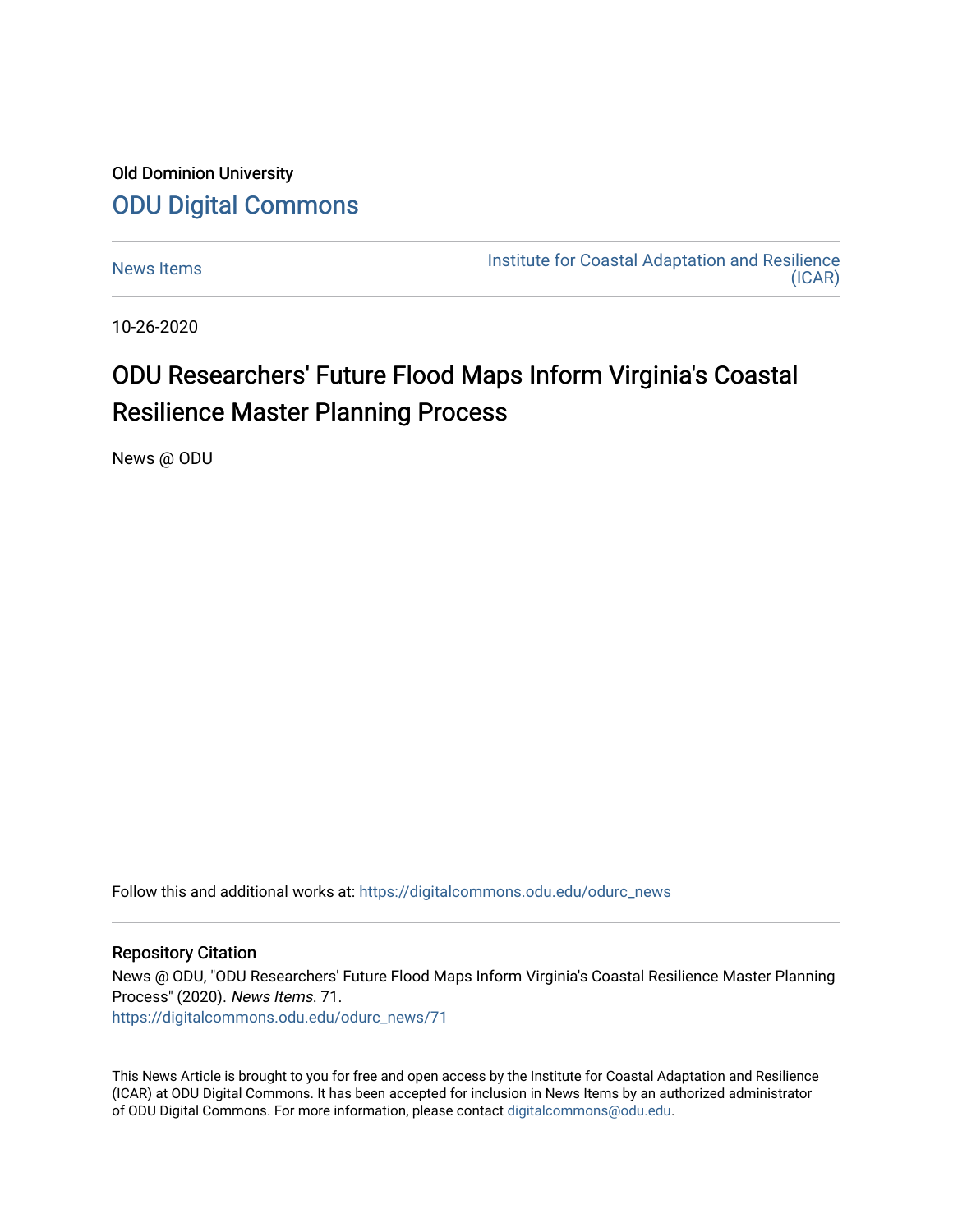Old Dominion University

ODU Digital Commons

News Items | Institute for Coastal Adaptation and Resilience (ICAR)

10-26-2020

# ODU Researchers' Future Flood Maps Inform Virginia's Coastal Resilience Master Planning Process

News @ ODU

Follow this and additional works at: https://digitalcommons.odu.edu/odurc_news

## Repository Citation

News @ ODU, "ODU Researchers' Future Flood Maps Inform Virginia's Coastal Resilience Master Planning Process" (2020). *News Items*. 71.
https://digitalcommons.odu.edu/odurc_news/71

This News Article is brought to you for free and open access by the Institute for Coastal Adaptation and Resilience (ICAR) at ODU Digital Commons. It has been accepted for inclusion in News Items by an authorized administrator of ODU Digital Commons. For more information, please contact digitalcommons@odu.edu.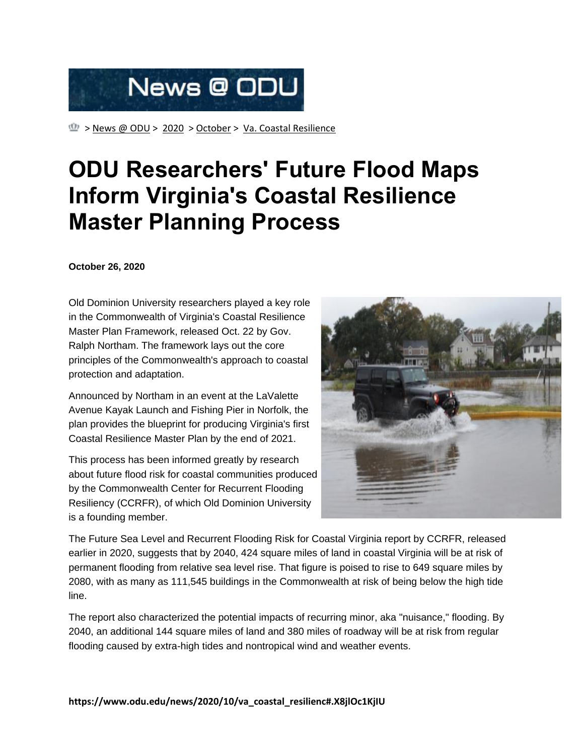News @ ODU

> News @ ODU > 2020 > October > Va. Coastal Resilience

# ODU Researchers' Future Flood Maps Inform Virginia's Coastal Resilience Master Planning Process

**October 26, 2020**

Old Dominion University researchers played a key role in the Commonwealth of Virginia's Coastal Resilience Master Plan Framework, released Oct. 22 by Gov. Ralph Northam. The framework lays out the core principles of the Commonwealth's approach to coastal protection and adaptation.

Announced by Northam in an event at the LaValette Avenue Kayak Launch and Fishing Pier in Norfolk, the plan provides the blueprint for producing Virginia's first Coastal Resilience Master Plan by the end of 2021.

This process has been informed greatly by research about future flood risk for coastal communities produced by the Commonwealth Center for Recurrent Flooding Resiliency (CCRFR), of which Old Dominion University is a founding member.

The Future Sea Level and Recurrent Flooding Risk for Coastal Virginia report by CCRFR, released earlier in 2020, suggests that by 2040, 424 square miles of land in coastal Virginia will be at risk of permanent flooding from relative sea level rise. That figure is poised to rise to 649 square miles by 2080, with as many as 111,545 buildings in the Commonwealth at risk of being below the high tide line.

The report also characterized the potential impacts of recurring minor, aka "nuisance," flooding. By 2040, an additional 144 square miles of land and 380 miles of roadway will be at risk from regular flooding caused by extra-high tides and nontropical wind and weather events.

https://www.odu.edu/news/2020/10/va_coastal_resilienc#.X8jlOc1KjIU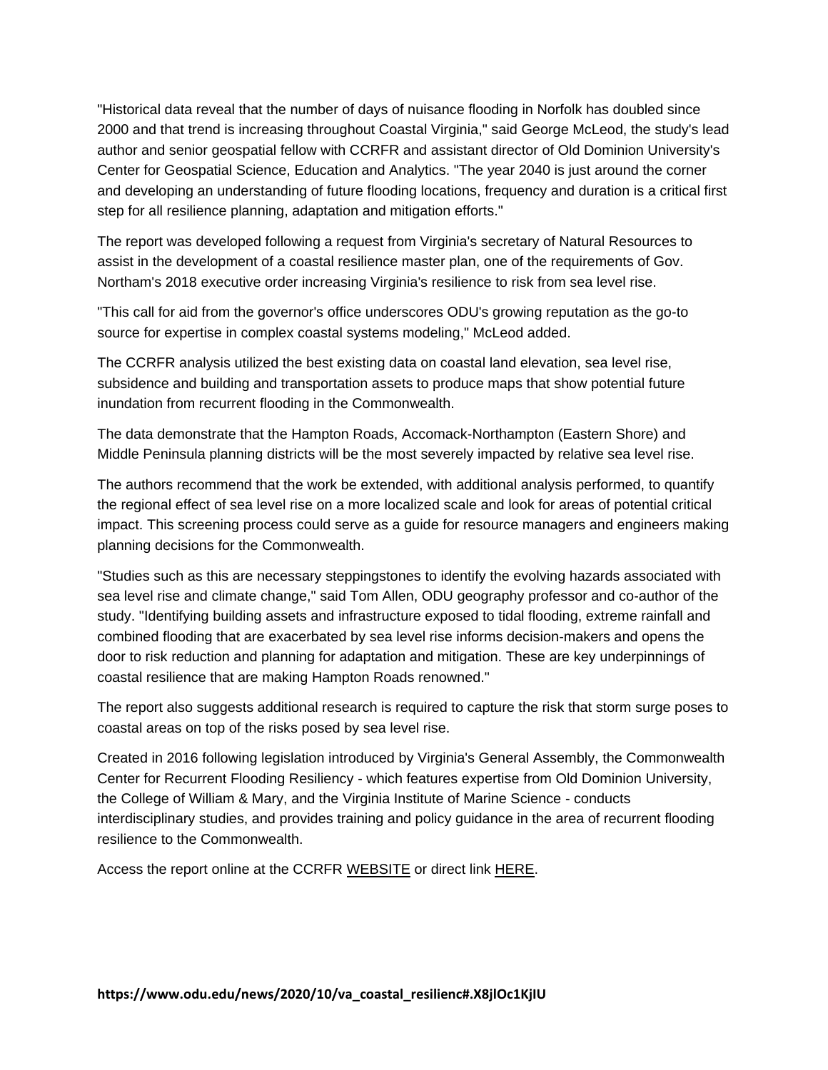"Historical data reveal that the number of days of nuisance flooding in Norfolk has doubled since 2000 and that trend is increasing throughout Coastal Virginia," said George McLeod, the study's lead author and senior geospatial fellow with CCRFR and assistant director of Old Dominion University's Center for Geospatial Science, Education and Analytics. "The year 2040 is just around the corner and developing an understanding of future flooding locations, frequency and duration is a critical first step for all resilience planning, adaptation and mitigation efforts."

The report was developed following a request from Virginia's secretary of Natural Resources to assist in the development of a coastal resilience master plan, one of the requirements of Gov. Northam's 2018 executive order increasing Virginia's resilience to risk from sea level rise.

"This call for aid from the governor's office underscores ODU's growing reputation as the go-to source for expertise in complex coastal systems modeling," McLeod added.

The CCRFR analysis utilized the best existing data on coastal land elevation, sea level rise, subsidence and building and transportation assets to produce maps that show potential future inundation from recurrent flooding in the Commonwealth.

The data demonstrate that the Hampton Roads, Accomack-Northampton (Eastern Shore) and Middle Peninsula planning districts will be the most severely impacted by relative sea level rise.

The authors recommend that the work be extended, with additional analysis performed, to quantify the regional effect of sea level rise on a more localized scale and look for areas of potential critical impact. This screening process could serve as a guide for resource managers and engineers making planning decisions for the Commonwealth.

"Studies such as this are necessary steppingstones to identify the evolving hazards associated with sea level rise and climate change," said Tom Allen, ODU geography professor and co-author of the study. "Identifying building assets and infrastructure exposed to tidal flooding, extreme rainfall and combined flooding that are exacerbated by sea level rise informs decision-makers and opens the door to risk reduction and planning for adaptation and mitigation. These are key underpinnings of coastal resilience that are making Hampton Roads renowned."

The report also suggests additional research is required to capture the risk that storm surge poses to coastal areas on top of the risks posed by sea level rise.

Created in 2016 following legislation introduced by Virginia's General Assembly, the Commonwealth Center for Recurrent Flooding Resiliency - which features expertise from Old Dominion University, the College of William & Mary, and the Virginia Institute of Marine Science - conducts interdisciplinary studies, and provides training and policy guidance in the area of recurrent flooding resilience to the Commonwealth.

Access the report online at the CCRFR WEBSITE or direct link HERE.

**https://www.odu.edu/news/2020/10/va_coastal_resilienc#.X8jlOc1KjIU**